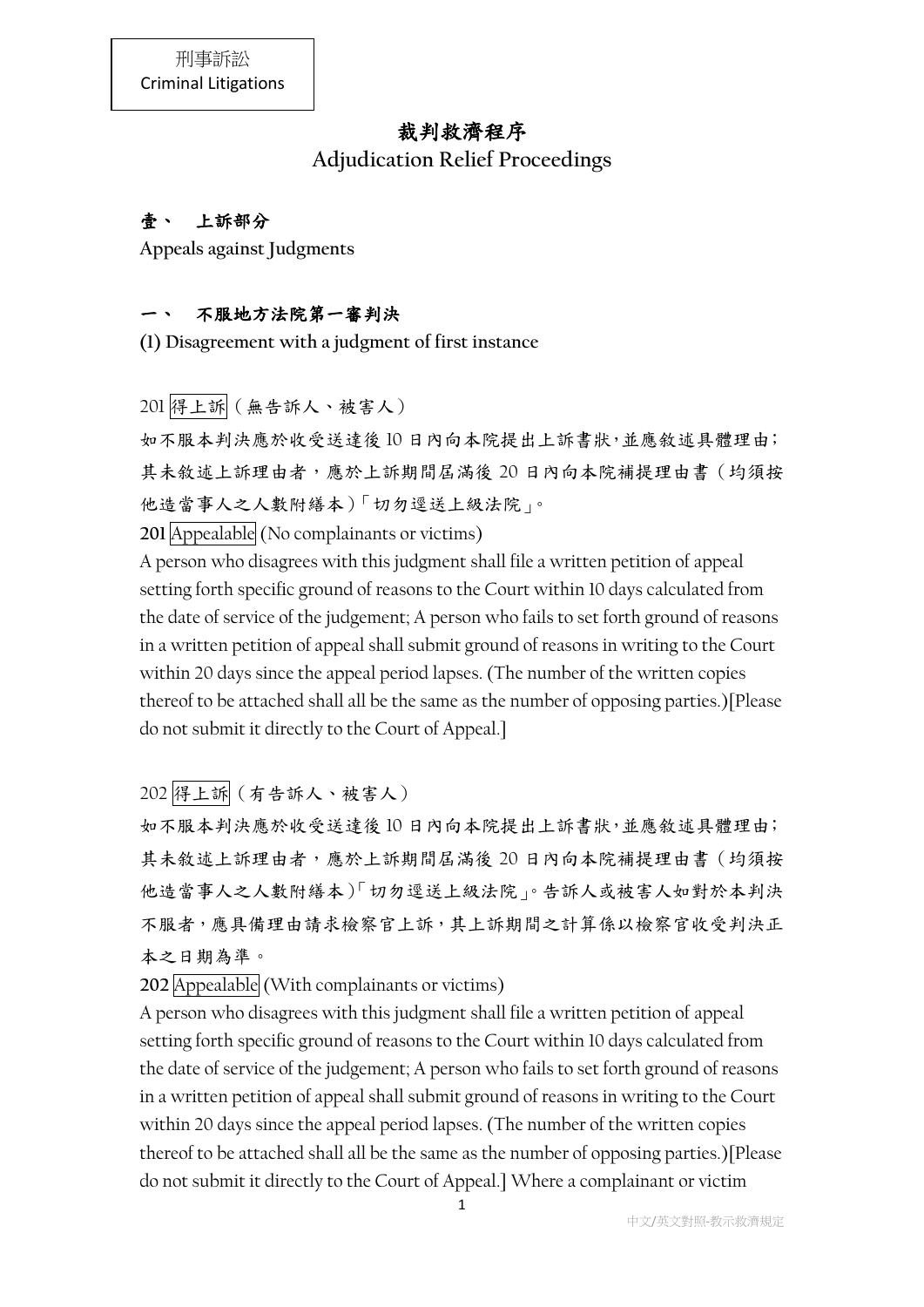刑事訴訟
Criminal Litigations

# 裁判救濟程序
# Adjudication Relief Proceedings

## 壹、 上訴部分
**Appeals against Judgments**

### 一、 不服地方法院第一審判決
**(1) Disagreement with a judgment of first instance**

201 得上訴（無告訴人、被害人）

如不服本判決應於收受送達後 10 日內向本院提出上訴書狀，並應敘述具體理由；其未敘述上訴理由者，應於上訴期間屆滿後 20 日內向本院補提理由書（均須按他造當事人之人數附繕本）「切勿逕送上級法院」。

**201** Appealable (No complainants or victims)

A person who disagrees with this judgment shall file a written petition of appeal setting forth specific ground of reasons to the Court within 10 days calculated from the date of service of the judgement; A person who fails to set forth ground of reasons in a written petition of appeal shall submit ground of reasons in writing to the Court within 20 days since the appeal period lapses. (The number of the written copies thereof to be attached shall all be the same as the number of opposing parties.)[Please do not submit it directly to the Court of Appeal.]

202 得上訴（有告訴人、被害人）

如不服本判決應於收受送達後 10 日內向本院提出上訴書狀，並應敘述具體理由；其未敘述上訴理由者，應於上訴期間屆滿後 20 日內向本院補提理由書（均須按他造當事人之人數附繕本）「切勿逕送上級法院」。告訴人或被害人如對於本判決不服者，應具備理由請求檢察官上訴，其上訴期間之計算係以檢察官收受判決正本之日期為準。

**202** Appealable (With complainants or victims)

A person who disagrees with this judgment shall file a written petition of appeal setting forth specific ground of reasons to the Court within 10 days calculated from the date of service of the judgement; A person who fails to set forth ground of reasons in a written petition of appeal shall submit ground of reasons in writing to the Court within 20 days since the appeal period lapses. (The number of the written copies thereof to be attached shall all be the same as the number of opposing parties.)[Please do not submit it directly to the Court of Appeal.] Where a complainant or victim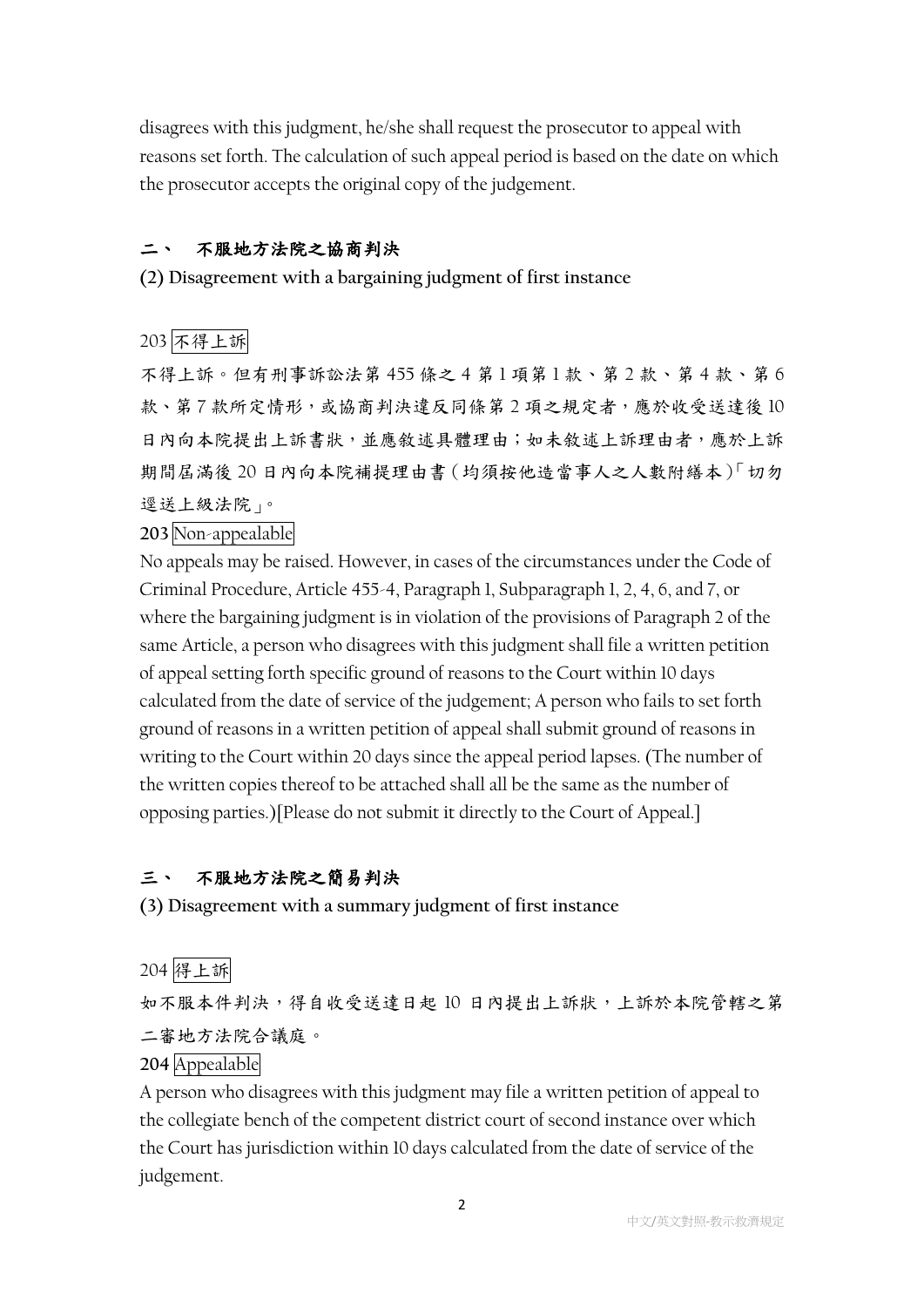disagrees with this judgment, he/she shall request the prosecutor to appeal with reasons set forth. The calculation of such appeal period is based on the date on which the prosecutor accepts the original copy of the judgement.

## 二、 不服地方法院之協商判決

**(2) Disagreement with a bargaining judgment of first instance**

203 不得上訴

不得上訴。但有刑事訴訟法第 455 條之 4 第 1 項第 1 款、第 2 款、第 4 款、第 6 款、第 7 款所定情形，或協商判決違反同條第 2 項之規定者，應於收受送達後 10 日內向本院提出上訴書狀，並應敘述具體理由；如未敘述上訴理由者，應於上訴期間屆滿後 20 日內向本院補提理由書（均須按他造當事人之人數附繕本）「切勿逕送上級法院」。

**203** Non-appealable

No appeals may be raised. However, in cases of the circumstances under the Code of Criminal Procedure, Article 455-4, Paragraph 1, Subparagraph 1, 2, 4, 6, and 7, or where the bargaining judgment is in violation of the provisions of Paragraph 2 of the same Article, a person who disagrees with this judgment shall file a written petition of appeal setting forth specific ground of reasons to the Court within 10 days calculated from the date of service of the judgement; A person who fails to set forth ground of reasons in a written petition of appeal shall submit ground of reasons in writing to the Court within 20 days since the appeal period lapses. (The number of the written copies thereof to be attached shall all be the same as the number of opposing parties.)[Please do not submit it directly to the Court of Appeal.]

## 三、 不服地方法院之簡易判決

**(3) Disagreement with a summary judgment of first instance**

204 得上訴

如不服本件判決，得自收受送達日起 10 日內提出上訴狀，上訴於本院管轄之第二審地方法院合議庭。

**204** Appealable

A person who disagrees with this judgment may file a written petition of appeal to the collegiate bench of the competent district court of second instance over which the Court has jurisdiction within 10 days calculated from the date of service of the judgement.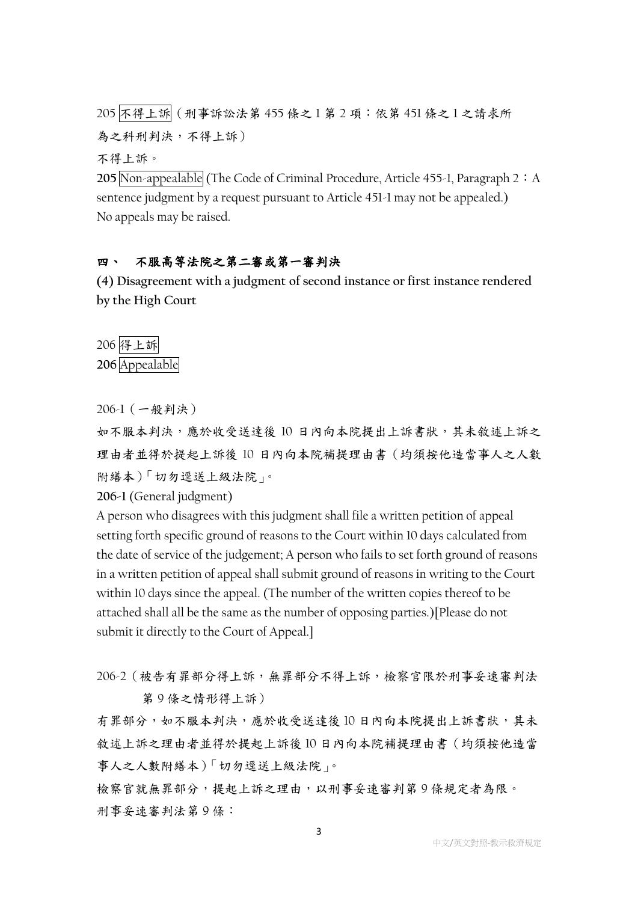205 不得上訴（刑事訴訟法第 455 條之 1 第 2 項：依第 451 條之 1 之請求所為之科刑判決，不得上訴）

不得上訴。

**205** Non-appealable (The Code of Criminal Procedure, Article 455-1, Paragraph 2：A sentence judgment by a request pursuant to Article 451-1 may not be appealed.)
No appeals may be raised.

## 四、 不服高等法院之第二審或第一審判決

## (4) Disagreement with a judgment of second instance or first instance rendered by the High Court

206 得上訴

**206** Appealable

206-1（一般判決）

如不服本判決，應於收受送達後 10 日內向本院提出上訴書狀，其未敘述上訴之理由者並得於提起上訴後 10 日內向本院補提理由書（均須按他造當事人之人數附繕本）「切勿逕送上級法院」。

**206-1** (General judgment)

A person who disagrees with this judgment shall file a written petition of appeal setting forth specific ground of reasons to the Court within 10 days calculated from the date of service of the judgement; A person who fails to set forth ground of reasons in a written petition of appeal shall submit ground of reasons in writing to the Court within 10 days since the appeal. (The number of the written copies thereof to be attached shall all be the same as the number of opposing parties.)[Please do not submit it directly to the Court of Appeal.]

206-2（被告有罪部分得上訴，無罪部分不得上訴，檢察官限於刑事妥速審判法第 9 條之情形得上訴）

有罪部分，如不服本判決，應於收受送達後 10 日內向本院提出上訴書狀，其未敘述上訴之理由者並得於提起上訴後 10 日內向本院補提理由書（均須按他造當事人之人數附繕本）「切勿逕送上級法院」。

檢察官就無罪部分，提起上訴之理由，以刑事妥速審判第 9 條規定者為限。

刑事妥速審判法第 9 條：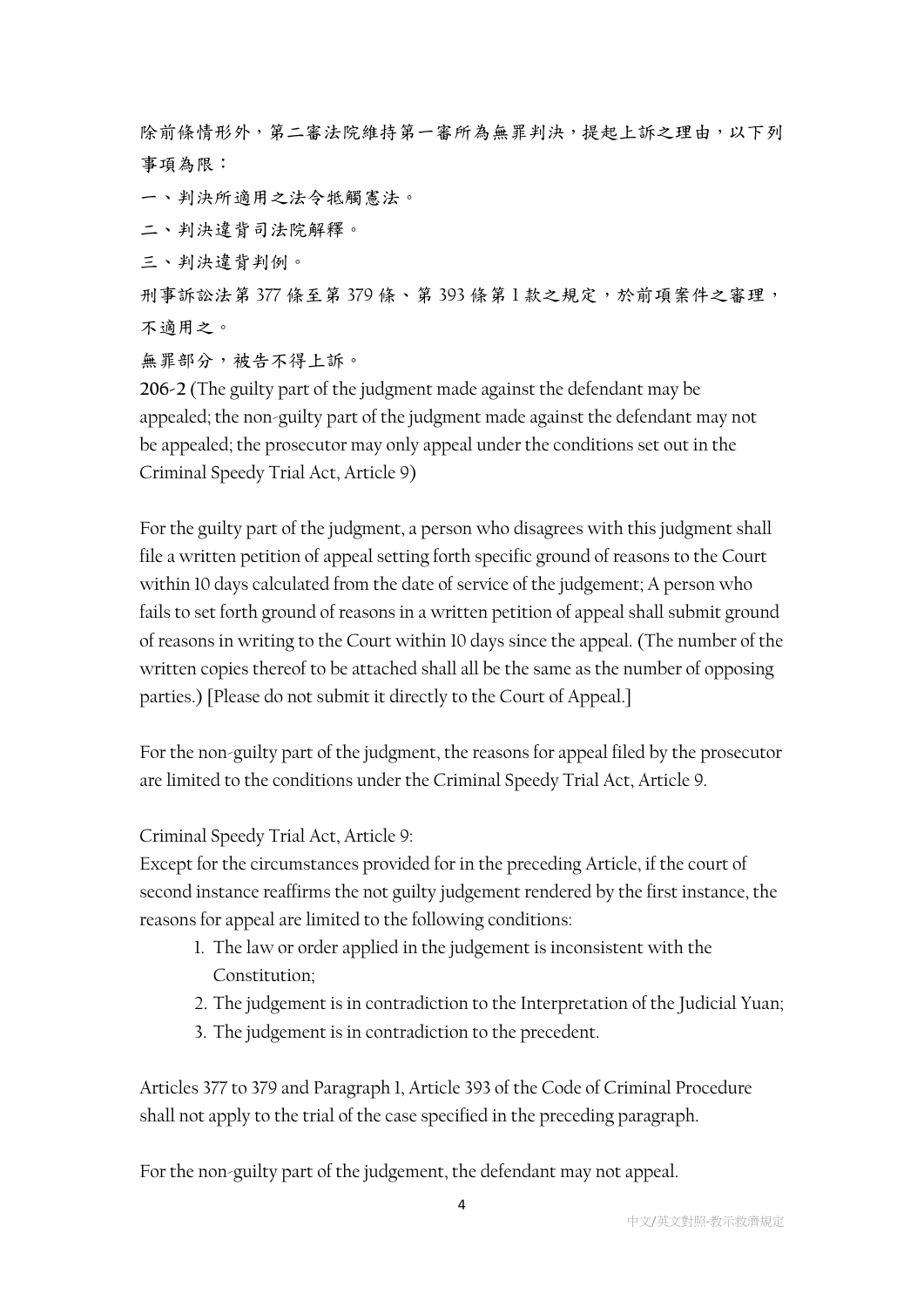除前條情形外，第二審法院維持第一審所為無罪判決，提起上訴之理由，以下列事項為限：

一、判決所適用之法令牴觸憲法。

二、判決違背司法院解釋。

三、判決違背判例。

刑事訴訟法第 377 條至第 379 條、第 393 條第 1 款之規定，於前項案件之審理，不適用之。

無罪部分，被告不得上訴。

**206-2** (The guilty part of the judgment made against the defendant may be appealed; the non-guilty part of the judgment made against the defendant may not be appealed; the prosecutor may only appeal under the conditions set out in the Criminal Speedy Trial Act, Article 9)

For the guilty part of the judgment, a person who disagrees with this judgment shall file a written petition of appeal setting forth specific ground of reasons to the Court within 10 days calculated from the date of service of the judgement; A person who fails to set forth ground of reasons in a written petition of appeal shall submit ground of reasons in writing to the Court within 10 days since the appeal. (The number of the written copies thereof to be attached shall all be the same as the number of opposing parties.) [Please do not submit it directly to the Court of Appeal.]

For the non-guilty part of the judgment, the reasons for appeal filed by the prosecutor are limited to the conditions under the Criminal Speedy Trial Act, Article 9.

Criminal Speedy Trial Act, Article 9:

Except for the circumstances provided for in the preceding Article, if the court of second instance reaffirms the not guilty judgement rendered by the first instance, the reasons for appeal are limited to the following conditions:

1. The law or order applied in the judgement is inconsistent with the Constitution;
2. The judgement is in contradiction to the Interpretation of the Judicial Yuan;
3. The judgement is in contradiction to the precedent.

Articles 377 to 379 and Paragraph 1, Article 393 of the Code of Criminal Procedure shall not apply to the trial of the case specified in the preceding paragraph.

For the non-guilty part of the judgement, the defendant may not appeal.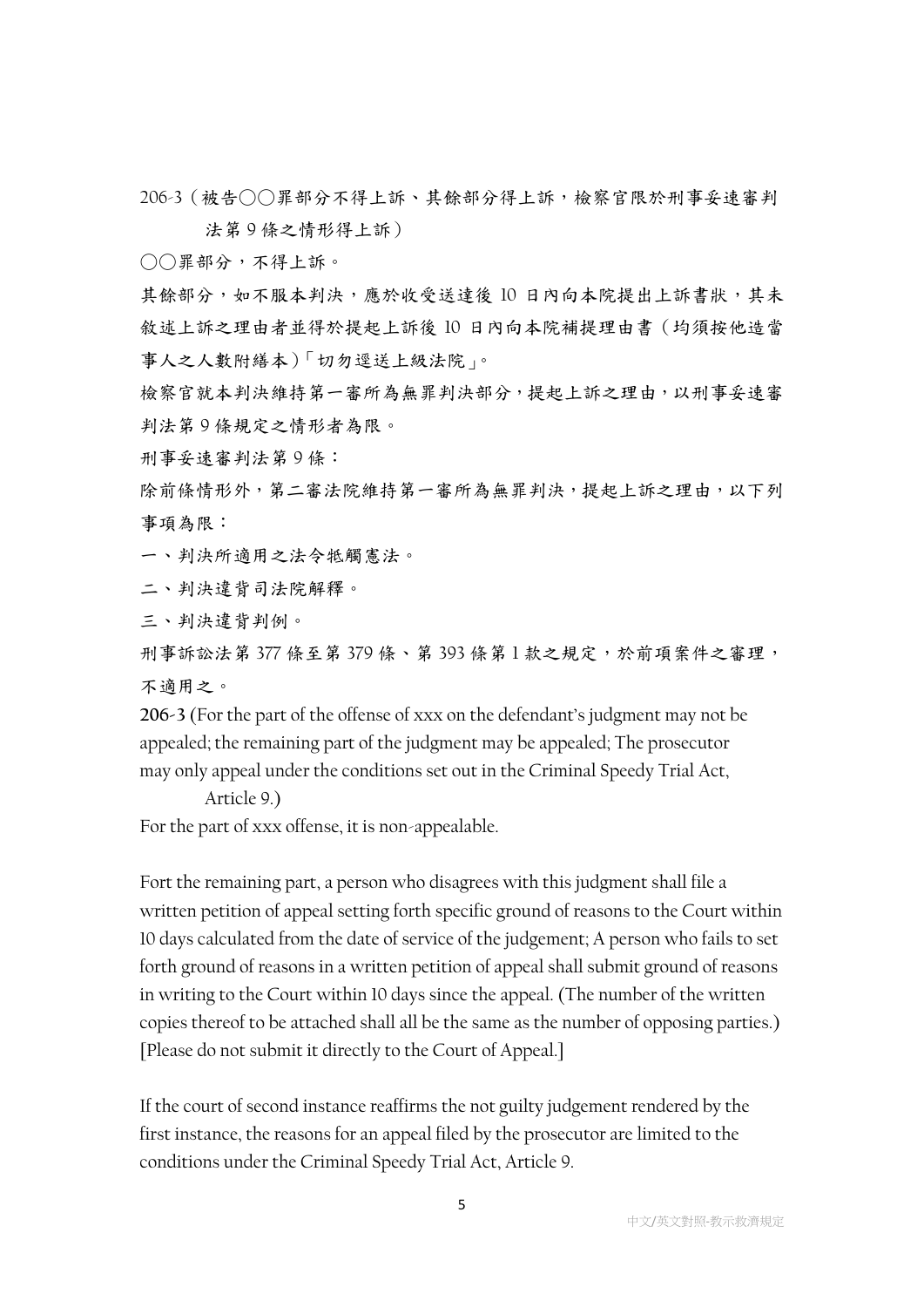206-3（被告○○罪部分不得上訴、其餘部分得上訴，檢察官限於刑事妥速審判法第 9 條之情形得上訴）

○○罪部分，不得上訴。

其餘部分，如不服本判決，應於收受送達後 10 日內向本院提出上訴書狀，其未敘述上訴之理由者並得於提起上訴後 10 日內向本院補提理由書（均須按他造當事人之人數附繕本）「切勿逕送上級法院」。

檢察官就本判決維持第一審所為無罪判決部分，提起上訴之理由，以刑事妥速審判法第 9 條規定之情形者為限。

刑事妥速審判法第 9 條：

除前條情形外，第二審法院維持第一審所為無罪判決，提起上訴之理由，以下列事項為限：

一、判決所適用之法令牴觸憲法。

二、判決違背司法院解釋。

三、判決違背判例。

刑事訴訟法第 377 條至第 379 條、第 393 條第 1 款之規定，於前項案件之審理，不適用之。

**206-3** (For the part of the offense of xxx on the defendant's judgment may not be appealed; the remaining part of the judgment may be appealed; The prosecutor may only appeal under the conditions set out in the Criminal Speedy Trial Act, Article 9.)

For the part of xxx offense, it is non-appealable.

Fort the remaining part, a person who disagrees with this judgment shall file a written petition of appeal setting forth specific ground of reasons to the Court within 10 days calculated from the date of service of the judgement; A person who fails to set forth ground of reasons in a written petition of appeal shall submit ground of reasons in writing to the Court within 10 days since the appeal. (The number of the written copies thereof to be attached shall all be the same as the number of opposing parties.) [Please do not submit it directly to the Court of Appeal.]

If the court of second instance reaffirms the not guilty judgement rendered by the first instance, the reasons for an appeal filed by the prosecutor are limited to the conditions under the Criminal Speedy Trial Act, Article 9.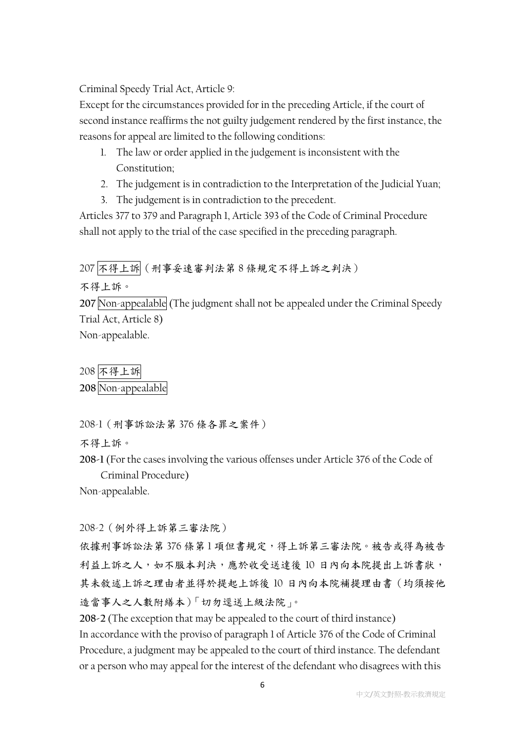Criminal Speedy Trial Act, Article 9:

Except for the circumstances provided for in the preceding Article, if the court of second instance reaffirms the not guilty judgement rendered by the first instance, the reasons for appeal are limited to the following conditions:

1. The law or order applied in the judgement is inconsistent with the Constitution;
2. The judgement is in contradiction to the Interpretation of the Judicial Yuan;
3. The judgement is in contradiction to the precedent.

Articles 377 to 379 and Paragraph 1, Article 393 of the Code of Criminal Procedure shall not apply to the trial of the case specified in the preceding paragraph.

207 不得上訴（刑事妥速審判法第 8 條規定不得上訴之判決）

不得上訴。

**207** Non-appealable (The judgment shall not be appealed under the Criminal Speedy Trial Act, Article 8)

Non-appealable.

208 不得上訴

**208** Non-appealable

208-1（刑事訴訟法第 376 條各罪之案件）

不得上訴。

**208-1** (For the cases involving the various offenses under Article 376 of the Code of Criminal Procedure)

Non-appealable.

208-2（例外得上訴第三審法院）

依據刑事訴訟法第 376 條第 1 項但書規定，得上訴第三審法院。被告或得為被告利益上訴之人，如不服本判決，應於收受送達後 10 日內向本院提出上訴書狀，其未敘述上訴之理由者並得於提起上訴後 10 日內向本院補提理由書（均須按他造當事人之人數附繕本）「切勿逕送上級法院」。

**208-2** (The exception that may be appealed to the court of third instance)

In accordance with the proviso of paragraph 1 of Article 376 of the Code of Criminal Procedure, a judgment may be appealed to the court of third instance. The defendant or a person who may appeal for the interest of the defendant who disagrees with this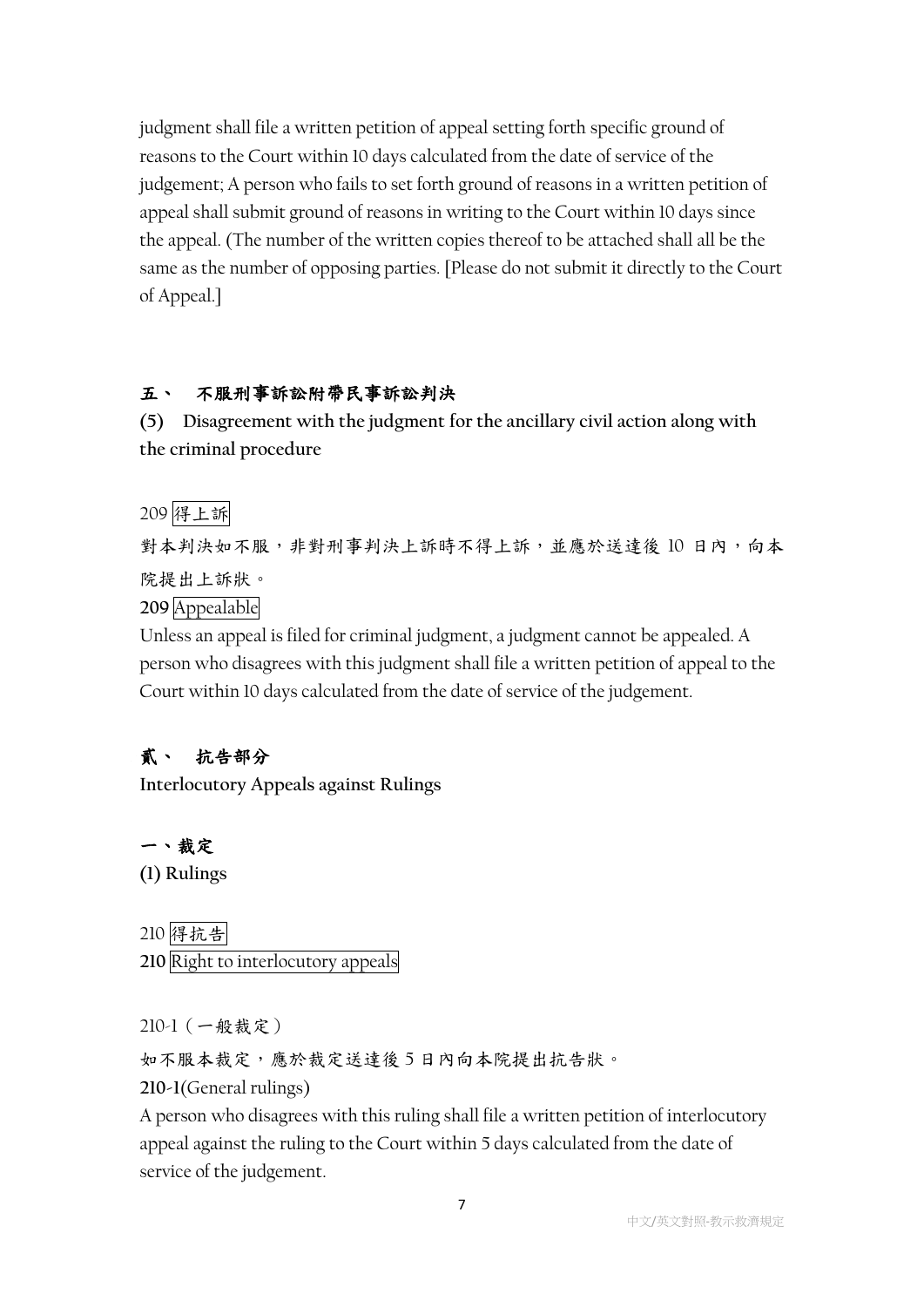judgment shall file a written petition of appeal setting forth specific ground of reasons to the Court within 10 days calculated from the date of service of the judgement; A person who fails to set forth ground of reasons in a written petition of appeal shall submit ground of reasons in writing to the Court within 10 days since the appeal. (The number of the written copies thereof to be attached shall all be the same as the number of opposing parties. [Please do not submit it directly to the Court of Appeal.]

### 五、 不服刑事訴訟附帶民事訴訟判決

### (5) Disagreement with the judgment for the ancillary civil action along with the criminal procedure

209 得上訴

對本判決如不服，非對刑事判決上訴時不得上訴，並應於送達後 10 日內，向本院提出上訴狀。

**209** Appealable

Unless an appeal is filed for criminal judgment, a judgment cannot be appealed. A person who disagrees with this judgment shall file a written petition of appeal to the Court within 10 days calculated from the date of service of the judgement.

## 貳、 抗告部分

## Interlocutory Appeals against Rulings

### 一、裁定

### (1) Rulings

210 得抗告

**210** Right to interlocutory appeals

210-1（一般裁定）

如不服本裁定，應於裁定送達後 5 日內向本院提出抗告狀。

**210-1**(General rulings)

A person who disagrees with this ruling shall file a written petition of interlocutory appeal against the ruling to the Court within 5 days calculated from the date of service of the judgement.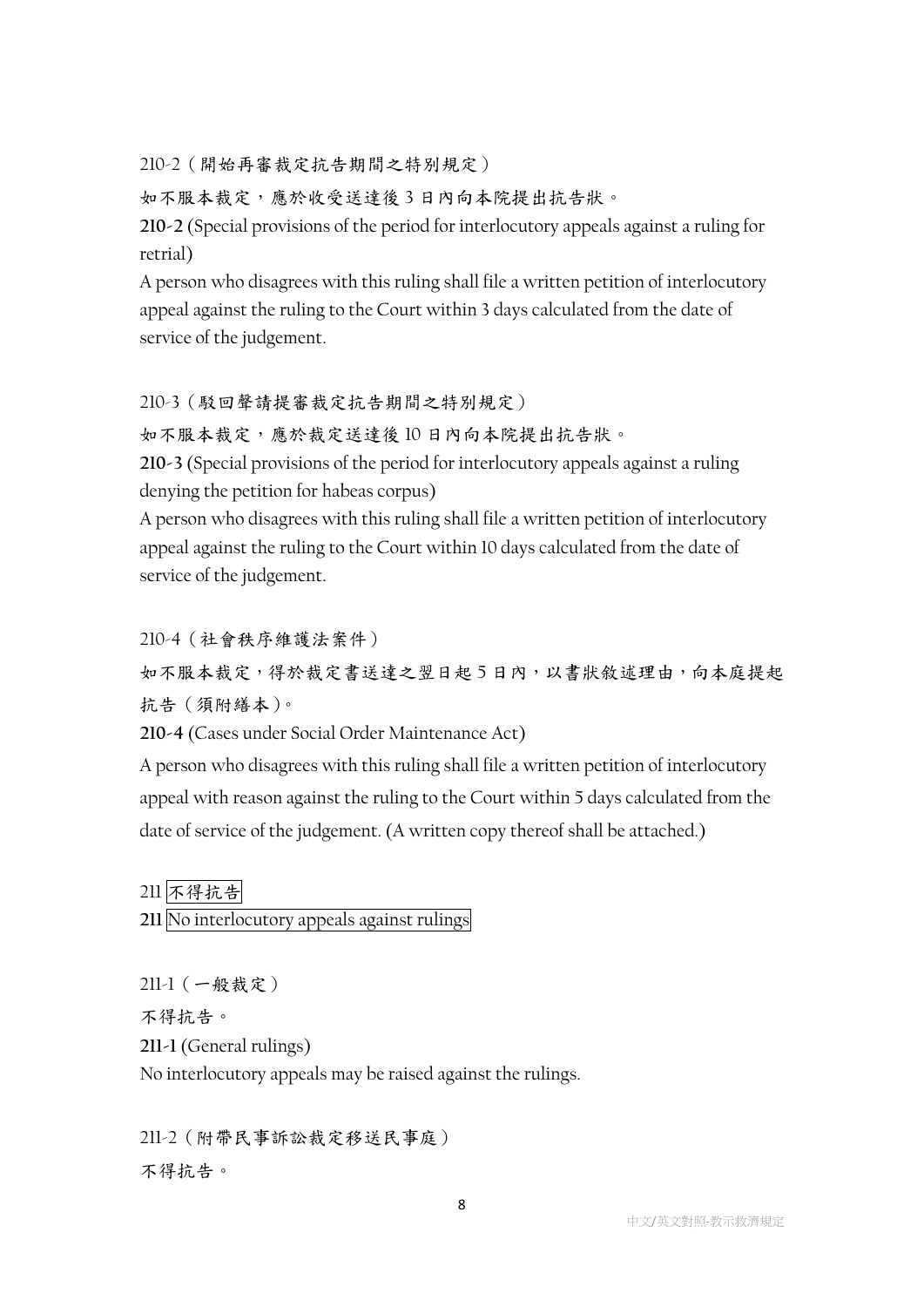210-2（開始再審裁定抗告期間之特別規定）

如不服本裁定，應於收受送達後 3 日內向本院提出抗告狀。

**210-2** (Special provisions of the period for interlocutory appeals against a ruling for retrial)

A person who disagrees with this ruling shall file a written petition of interlocutory appeal against the ruling to the Court within 3 days calculated from the date of service of the judgement.

210-3（駁回聲請提審裁定抗告期間之特別規定）

如不服本裁定，應於裁定送達後 10 日內向本院提出抗告狀。

**210-3** (Special provisions of the period for interlocutory appeals against a ruling denying the petition for habeas corpus)

A person who disagrees with this ruling shall file a written petition of interlocutory appeal against the ruling to the Court within 10 days calculated from the date of service of the judgement.

210-4（社會秩序維護法案件）

如不服本裁定，得於裁定書送達之翌日起 5 日內，以書狀敘述理由，向本庭提起抗告（須附繕本）。

**210-4** (Cases under Social Order Maintenance Act)

A person who disagrees with this ruling shall file a written petition of interlocutory appeal with reason against the ruling to the Court within 5 days calculated from the date of service of the judgement. (A written copy thereof shall be attached.)

## 211 不得抗告

## **211** No interlocutory appeals against rulings

211-1（一般裁定）

不得抗告。

**211-1** (General rulings)

No interlocutory appeals may be raised against the rulings.

211-2（附帶民事訴訟裁定移送民事庭）

不得抗告。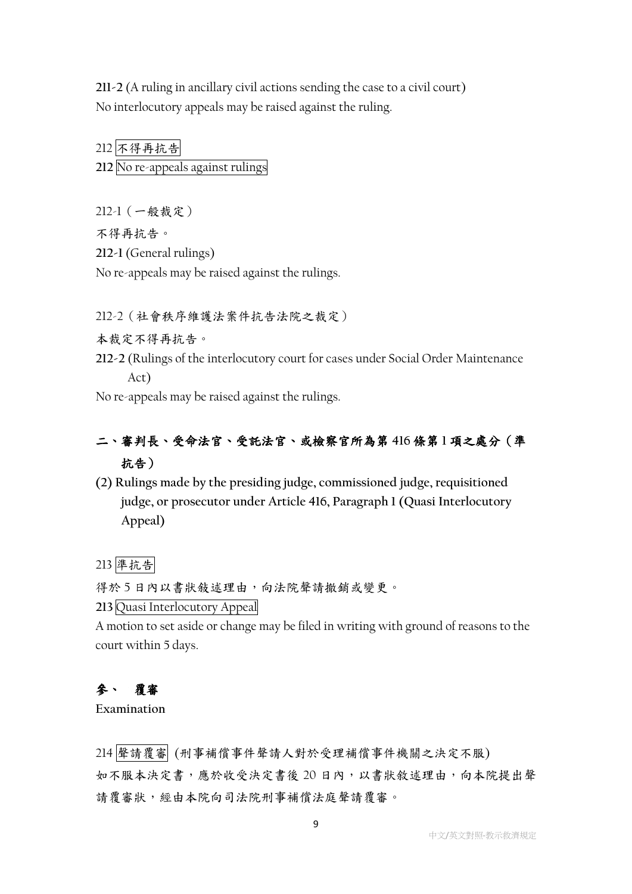**211-2** (A ruling in ancillary civil actions sending the case to a civil court)
No interlocutory appeals may be raised against the ruling.

212 不得再抗告

**212** No re-appeals against rulings

212-1（一般裁定）

不得再抗告。

**212-1** (General rulings)

No re-appeals may be raised against the rulings.

212-2（社會秩序維護法案件抗告法院之裁定）

本裁定不得再抗告。

**212-2** (Rulings of the interlocutory court for cases under Social Order Maintenance Act)

No re-appeals may be raised against the rulings.

## 二、審判長、受命法官、受託法官、或檢察官所為第 416 條第 1 項之處分（準抗告）

## (2) Rulings made by the presiding judge, commissioned judge, requisitioned judge, or prosecutor under Article 416, Paragraph 1 (Quasi Interlocutory Appeal)

213 準抗告

得於 5 日內以書狀敘述理由，向法院聲請撤銷或變更。

**213** Quasi Interlocutory Appeal

A motion to set aside or change may be filed in writing with ground of reasons to the court within 5 days.

## 參、 覆審

**Examination**

214 聲請覆審 (刑事補償事件聲請人對於受理補償事件機關之決定不服)

如不服本決定書，應於收受決定書後 20 日內，以書狀敘述理由，向本院提出聲請覆審狀，經由本院向司法院刑事補償法庭聲請覆審。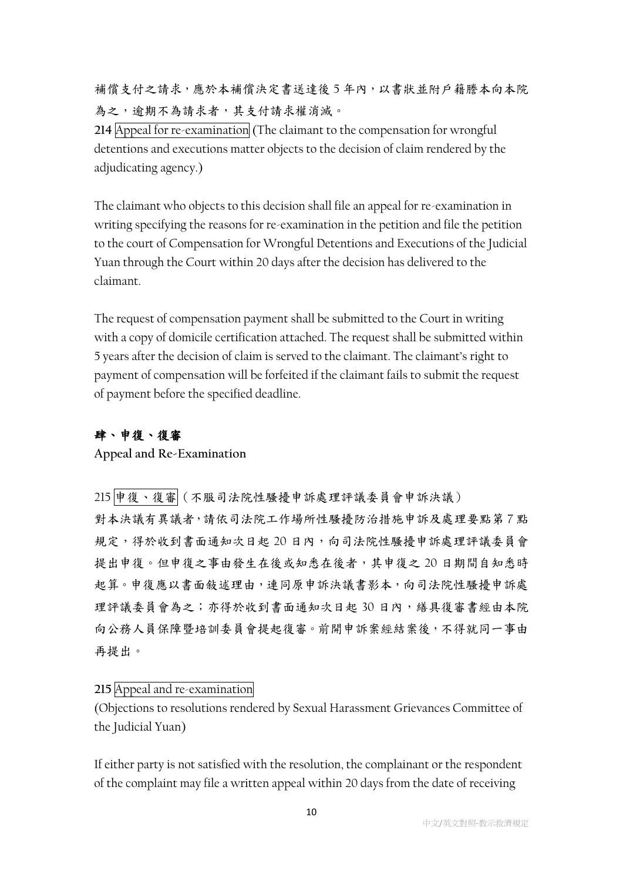補償支付之請求，應於本補償決定書送達後 5 年內，以書狀並附戶籍謄本向本院為之，逾期不為請求者，其支付請求權消滅。

**214** Appeal for re-examination (The claimant to the compensation for wrongful detentions and executions matter objects to the decision of claim rendered by the adjudicating agency.)

The claimant who objects to this decision shall file an appeal for re-examination in writing specifying the reasons for re-examination in the petition and file the petition to the court of Compensation for Wrongful Detentions and Executions of the Judicial Yuan through the Court within 20 days after the decision has delivered to the claimant.

The request of compensation payment shall be submitted to the Court in writing with a copy of domicile certification attached. The request shall be submitted within 5 years after the decision of claim is served to the claimant. The claimant's right to payment of compensation will be forfeited if the claimant fails to submit the request of payment before the specified deadline.

## 肆、申復、復審

**Appeal and Re-Examination**

215 申復、復審（不服司法院性騷擾申訴處理評議委員會申訴決議）

對本決議有異議者，請依司法院工作場所性騷擾防治措施申訴及處理要點第 7 點規定，得於收到書面通知次日起 20 日內，向司法院性騷擾申訴處理評議委員會提出申復。但申復之事由發生在後或知悉在後者，其申復之 20 日期間自知悉時起算。申復應以書面敘述理由，連同原申訴決議書影本，向司法院性騷擾申訴處理評議委員會為之；亦得於收到書面通知次日起 30 日內，繕具復審書經由本院向公務人員保障暨培訓委員會提起復審。前開申訴案經結案後，不得就同一事由再提出。

**215** Appeal and re-examination

(Objections to resolutions rendered by Sexual Harassment Grievances Committee of the Judicial Yuan)

If either party is not satisfied with the resolution, the complainant or the respondent of the complaint may file a written appeal within 20 days from the date of receiving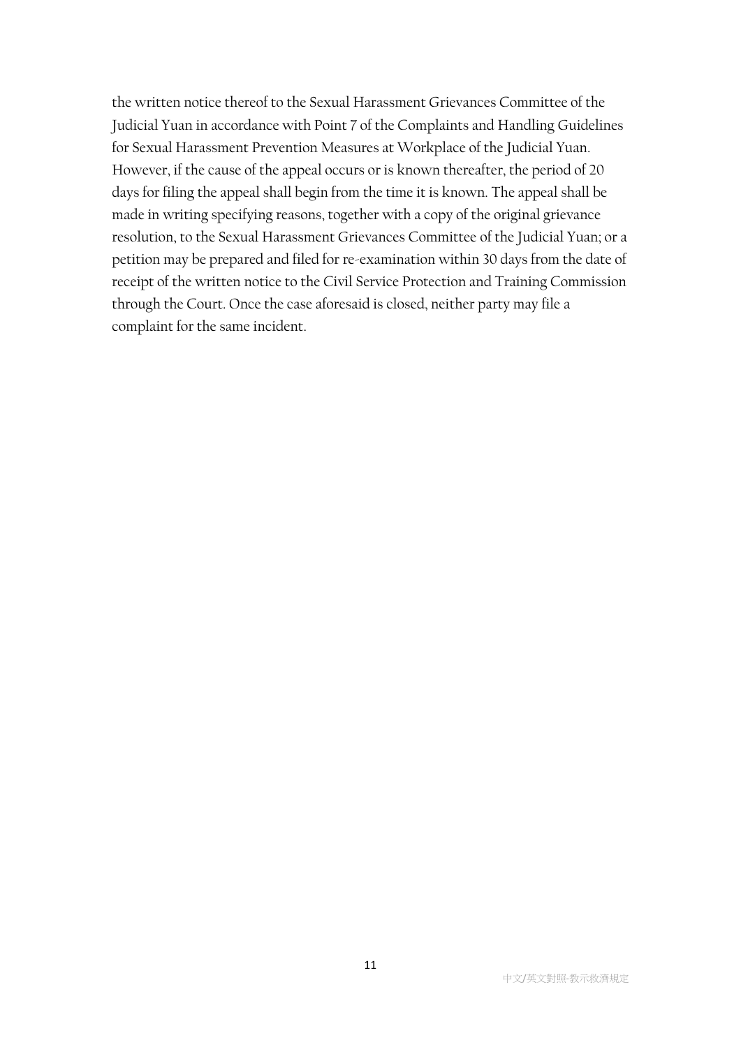the written notice thereof to the Sexual Harassment Grievances Committee of the Judicial Yuan in accordance with Point 7 of the Complaints and Handling Guidelines for Sexual Harassment Prevention Measures at Workplace of the Judicial Yuan. However, if the cause of the appeal occurs or is known thereafter, the period of 20 days for filing the appeal shall begin from the time it is known. The appeal shall be made in writing specifying reasons, together with a copy of the original grievance resolution, to the Sexual Harassment Grievances Committee of the Judicial Yuan; or a petition may be prepared and filed for re-examination within 30 days from the date of receipt of the written notice to the Civil Service Protection and Training Commission through the Court. Once the case aforesaid is closed, neither party may file a complaint for the same incident.